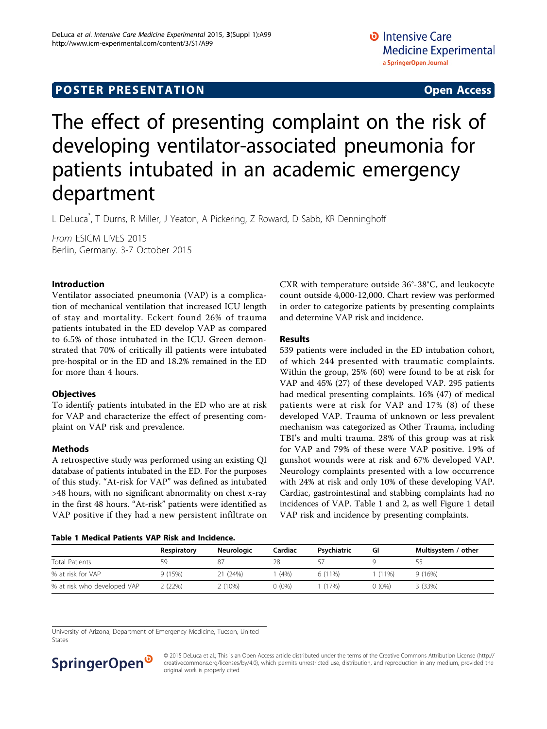**POSTER PRESENTATION** **Open Access**

# The effect of presenting complaint on the risk of developing ventilator-associated pneumonia for patients intubated in an academic emergency department

L DeLuca[*], T Durns, R Miller, J Yeaton, A Pickering, Z Roward, D Sabb, KR Denninghoff

*From* ESICM LIVES 2015
Berlin, Germany. 3-7 October 2015

## Introduction

Ventilator associated pneumonia (VAP) is a complication of mechanical ventilation that increased ICU length of stay and mortality. Eckert found 26% of trauma patients intubated in the ED develop VAP as compared to 6.5% of those intubated in the ICU. Green demonstrated that 70% of critically ill patients were intubated pre-hospital or in the ED and 18.2% remained in the ED for more than 4 hours.

## Objectives

To identify patients intubated in the ED who are at risk for VAP and characterize the effect of presenting complaint on VAP risk and prevalence.

## Methods

A retrospective study was performed using an existing QI database of patients intubated in the ED. For the purposes of this study. "At-risk for VAP" was defined as intubated >48 hours, with no significant abnormality on chest x-ray in the first 48 hours. "At-risk" patients were identified as VAP positive if they had a new persistent infiltrate on CXR with temperature outside 36°-38°C, and leukocyte count outside 4,000-12,000. Chart review was performed in order to categorize patients by presenting complaints and determine VAP risk and incidence.

## Results

539 patients were included in the ED intubation cohort, of which 244 presented with traumatic complaints. Within the group, 25% (60) were found to be at risk for VAP and 45% (27) of these developed VAP. 295 patients had medical presenting complaints. 16% (47) of medical patients were at risk for VAP and 17% (8) of these developed VAP. Trauma of unknown or less prevalent mechanism was categorized as Other Trauma, including TBI's and multi trauma. 28% of this group was at risk for VAP and 79% of these were VAP positive. 19% of gunshot wounds were at risk and 67% developed VAP. Neurology complaints presented with a low occurrence with 24% at risk and only 10% of these developing VAP. Cardiac, gastrointestinal and stabbing complaints had no incidences of VAP. Table 1 and 2, as well Figure 1 detail VAP risk and incidence by presenting complaints.

**Table 1 Medical Patients VAP Risk and Incidence.**

| | Respiratory | Neurologic | Cardiac | Psychiatric | GI | Multisystem / other |
|---|---|---|---|---|---|---|
| Total Patients | 59 | 87 | 28 | 57 | 9 | 55 |
| % at risk for VAP | 9 (15%) | 21 (24%) | 1 (4%) | 6 (11%) | 1 (11%) | 9 (16%) |
| % at risk who developed VAP | 2 (22%) | 2 (10%) | 0 (0%) | 1 (17%) | 0 (0%) | 3 (33%) |

University of Arizona, Department of Emergency Medicine, Tucson, United States

© 2015 DeLuca et al.; This is an Open Access article distributed under the terms of the Creative Commons Attribution License (http://creativecommons.org/licenses/by/4.0), which permits unrestricted use, distribution, and reproduction in any medium, provided the original work is properly cited.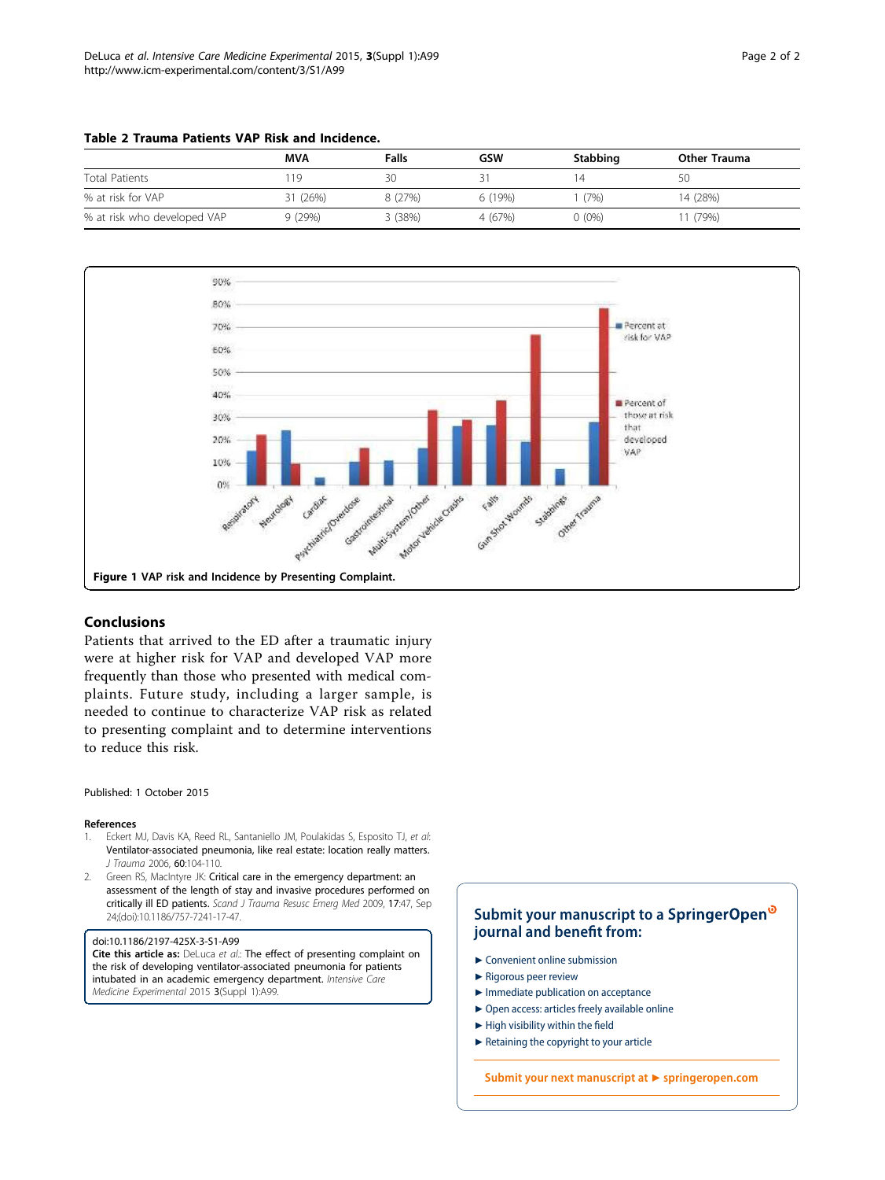**Table 2 Trauma Patients VAP Risk and Incidence.**

| | MVA | Falls | GSW | Stabbing | Other Trauma |
|---|---|---|---|---|---|
| Total Patients | 119 | 30 | 31 | 14 | 50 |
| % at risk for VAP | 31 (26%) | 8 (27%) | 6 (19%) | 1 (7%) | 14 (28%) |
| % at risk who developed VAP | 9 (29%) | 3 (38%) | 4 (67%) | 0 (0%) | 11 (79%) |

90%
80%
70%
60%
50%
40%
30%
20%
10%
0%

Respiratory
Neurology
Cardiac
Psychiatric/Overdose
Gastrointestinal
Multi-System/Other
Motor Vehicle Crashs
Falls
Gun Shot Wounds
Stabbings
Other Trauma

Percent at risk for VAP
Percent of those at risk that developed VAP

**Figure 1 VAP risk and Incidence by Presenting Complaint.**

## Conclusions

Patients that arrived to the ED after a traumatic injury were at higher risk for VAP and developed VAP more frequently than those who presented with medical complaints. Future study, including a larger sample, is needed to continue to characterize VAP risk as related to presenting complaint and to determine interventions to reduce this risk.

Published: 1 October 2015

### References

1. Eckert MJ, Davis KA, Reed RL, Santaniello JM, Poulakidas S, Esposito TJ, *et al*: **Ventilator-associated pneumonia, like real estate: location really matters.** *J Trauma* 2006, **60**:104-110.
2. Green RS, MacIntyre JK: **Critical care in the emergency department: an assessment of the length of stay and invasive procedures performed on critically ill ED patients.** *Scand J Trauma Resusc Emerg Med* 2009, **17**:47, Sep 24;(doi):10.1186/757-7241-17-47.

doi:10.1186/2197-425X-3-S1-A99
**Cite this article as:** DeLuca *et al.*: The effect of presenting complaint on the risk of developing ventilator-associated pneumonia for patients intubated in an academic emergency department. *Intensive Care Medicine Experimental* 2015 **3**(Suppl 1):A99.

**Submit your manuscript to a SpringerOpen journal and benefit from:**

- ► Convenient online submission
- ► Rigorous peer review
- ► Immediate publication on acceptance
- ► Open access: articles freely available online
- ► High visibility within the field
- ► Retaining the copyright to your article

**Submit your next manuscript at ► springeropen.com**